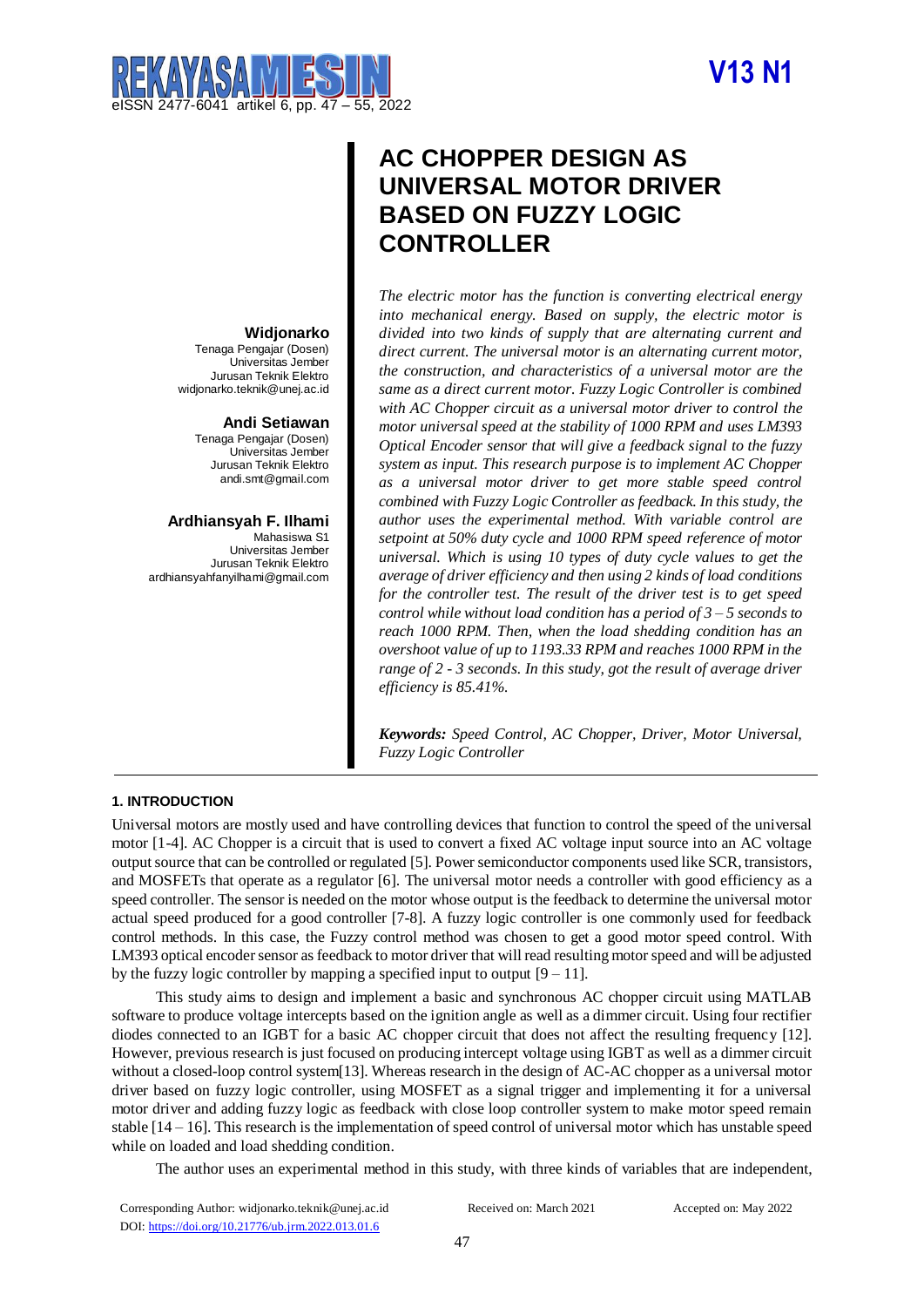# AC CHOPPER DESIGN AS UNIVERSAL MOTOR DRIVER BASED ON FUZZY LOGIC CONTROLLER

**Widjonarko**
Tenaga Pengajar (Dosen)
Universitas Jember
Jurusan Teknik Elektro
widjonarko.teknik@unej.ac.id

**Andi Setiawan**
Tenaga Pengajar (Dosen)
Universitas Jember
Jurusan Teknik Elektro
andi.smt@gmail.com

**Ardhiansyah F. Ilhami**
Mahasiswa S1
Universitas Jember
Jurusan Teknik Elektro
ardhiansyahfanyilhami@gmail.com

*The electric motor has the function is converting electrical energy into mechanical energy. Based on supply, the electric motor is divided into two kinds of supply that are alternating current and direct current. The universal motor is an alternating current motor, the construction, and characteristics of a universal motor are the same as a direct current motor. Fuzzy Logic Controller is combined with AC Chopper circuit as a universal motor driver to control the motor universal speed at the stability of 1000 RPM and uses LM393 Optical Encoder sensor that will give a feedback signal to the fuzzy system as input. This research purpose is to implement AC Chopper as a universal motor driver to get more stable speed control combined with Fuzzy Logic Controller as feedback. In this study, the author uses the experimental method. With variable control are setpoint at 50% duty cycle and 1000 RPM speed reference of motor universal. Which is using 10 types of duty cycle values to get the average of driver efficiency and then using 2 kinds of load conditions for the controller test. The result of the driver test is to get speed control while without load condition has a period of 3 – 5 seconds to reach 1000 RPM. Then, when the load shedding condition has an overshoot value of up to 1193.33 RPM and reaches 1000 RPM in the range of 2 - 3 seconds. In this study, got the result of average driver efficiency is 85.41%.*

***Keywords:*** *Speed Control, AC Chopper, Driver, Motor Universal, Fuzzy Logic Controller*

## 1. INTRODUCTION

Universal motors are mostly used and have controlling devices that function to control the speed of the universal motor [1-4]. AC Chopper is a circuit that is used to convert a fixed AC voltage input source into an AC voltage output source that can be controlled or regulated [5]. Power semiconductor components used like SCR, transistors, and MOSFETs that operate as a regulator [6]. The universal motor needs a controller with good efficiency as a speed controller. The sensor is needed on the motor whose output is the feedback to determine the universal motor actual speed produced for a good controller [7-8]. A fuzzy logic controller is one commonly used for feedback control methods. In this case, the Fuzzy control method was chosen to get a good motor speed control. With LM393 optical encoder sensor as feedback to motor driver that will read resulting motor speed and will be adjusted by the fuzzy logic controller by mapping a specified input to output [9 – 11].

This study aims to design and implement a basic and synchronous AC chopper circuit using MATLAB software to produce voltage intercepts based on the ignition angle as well as a dimmer circuit. Using four rectifier diodes connected to an IGBT for a basic AC chopper circuit that does not affect the resulting frequency [12]. However, previous research is just focused on producing intercept voltage using IGBT as well as a dimmer circuit without a closed-loop control system[13]. Whereas research in the design of AC-AC chopper as a universal motor driver based on fuzzy logic controller, using MOSFET as a signal trigger and implementing it for a universal motor driver and adding fuzzy logic as feedback with close loop controller system to make motor speed remain stable [14 – 16]. This research is the implementation of speed control of universal motor which has unstable speed while on loaded and load shedding condition.

The author uses an experimental method in this study, with three kinds of variables that are independent,

Corresponding Author: widjonarko.teknik@unej.ac.id
DOI: https://doi.org/10.21776/ub.jrm.2022.013.01.6
Received on: March 2021
Accepted on: May 2022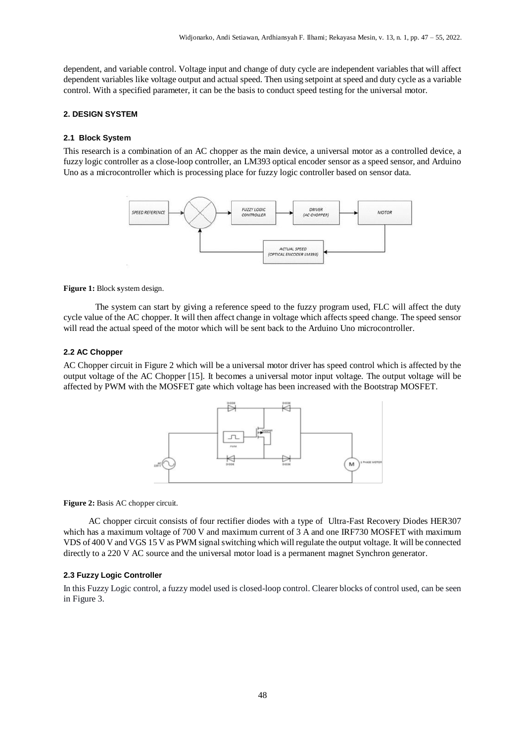dependent, and variable control. Voltage input and change of duty cycle are independent variables that will affect dependent variables like voltage output and actual speed. Then using setpoint at speed and duty cycle as a variable control. With a specified parameter, it can be the basis to conduct speed testing for the universal motor.

## 2. DESIGN SYSTEM

### 2.1 Block System

This research is a combination of an AC chopper as the main device, a universal motor as a controlled device, a fuzzy logic controller as a close-loop controller, an LM393 optical encoder sensor as a speed sensor, and Arduino Uno as a microcontroller which is processing place for fuzzy logic controller based on sensor data.

**Figure 1:** Block system design.

The system can start by giving a reference speed to the fuzzy program used, FLC will affect the duty cycle value of the AC chopper. It will then affect change in voltage which affects speed change. The speed sensor will read the actual speed of the motor which will be sent back to the Arduino Uno microcontroller.

### 2.2 AC Chopper

AC Chopper circuit in Figure 2 which will be a universal motor driver has speed control which is affected by the output voltage of the AC Chopper [15]. It becomes a universal motor input voltage. The output voltage will be affected by PWM with the MOSFET gate which voltage has been increased with the Bootstrap MOSFET.

**Figure 2:** Basis AC chopper circuit.

AC chopper circuit consists of four rectifier diodes with a type of Ultra-Fast Recovery Diodes HER307 which has a maximum voltage of 700 V and maximum current of 3 A and one IRF730 MOSFET with maximum VDS of 400 V and VGS 15 V as PWM signal switching which will regulate the output voltage. It will be connected directly to a 220 V AC source and the universal motor load is a permanent magnet Synchron generator.

### 2.3 Fuzzy Logic Controller

In this Fuzzy Logic control, a fuzzy model used is closed-loop control. Clearer blocks of control used, can be seen in Figure 3.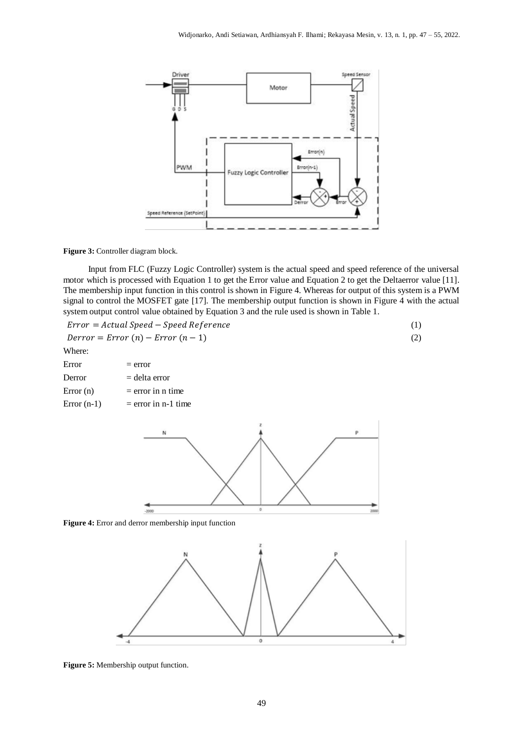**Figure 3:** Controller diagram block.

Input from FLC (Fuzzy Logic Controller) system is the actual speed and speed reference of the universal motor which is processed with Equation 1 to get the Error value and Equation 2 to get the Deltaerror value [11]. The membership input function in this control is shown in Figure 4. Whereas for output of this system is a PWM signal to control the MOSFET gate [17]. The membership output function is shown in Figure 4 with the actual system output control value obtained by Equation 3 and the rule used is shown in Table 1.

$$Error = Actual\ Speed - Speed\ Reference \quad (1)$$

$$Derror = Error\ (n) - Error\ (n-1) \quad (2)$$

Where:

Error = error

Derror = delta error

Error (n) = error in n time

Error (n-1) = error in n-1 time

**Figure 4:** Error and derror membership input function

**Figure 5:** Membership output function.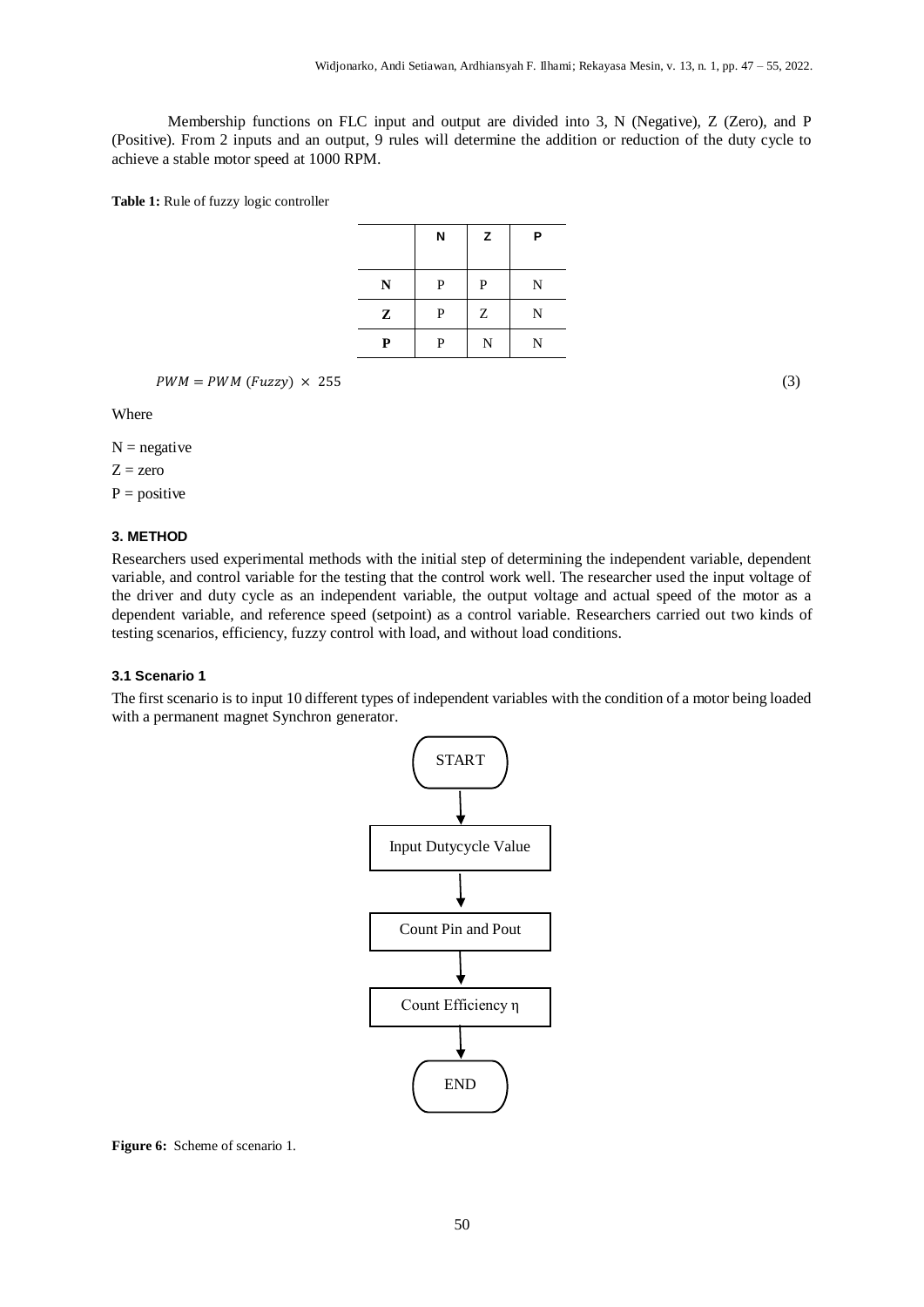Membership functions on FLC input and output are divided into 3, N (Negative), Z (Zero), and P (Positive). From 2 inputs and an output, 9 rules will determine the addition or reduction of the duty cycle to achieve a stable motor speed at 1000 RPM.

**Table 1:** Rule of fuzzy logic controller

| | **N** | **Z** | **P** |
|---|---|---|---|
| **N** | P | P | N |
| **Z** | P | Z | N |
| **P** | P | N | N |

$$PWM = PWM\ (Fuzzy) \times 255 \tag{3}$$

Where

N = negative

Z = zero

P = positive

### 3. METHOD

Researchers used experimental methods with the initial step of determining the independent variable, dependent variable, and control variable for the testing that the control work well. The researcher used the input voltage of the driver and duty cycle as an independent variable, the output voltage and actual speed of the motor as a dependent variable, and reference speed (setpoint) as a control variable. Researchers carried out two kinds of testing scenarios, efficiency, fuzzy control with load, and without load conditions.

#### 3.1 Scenario 1

The first scenario is to input 10 different types of independent variables with the condition of a motor being loaded with a permanent magnet Synchron generator.

START → Input Dutycycle Value → Count Pin and Pout → Count Efficiency η → END

**Figure 6:** Scheme of scenario 1.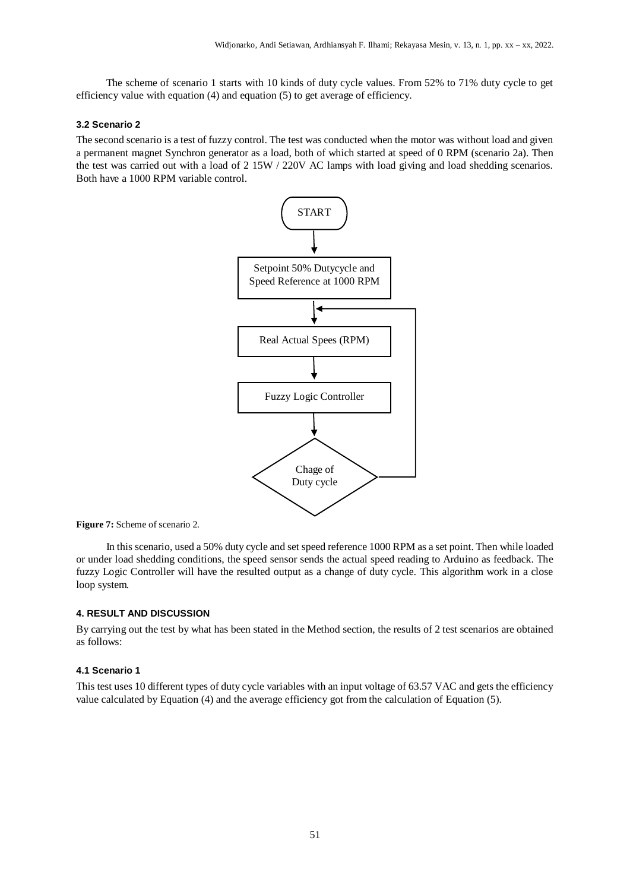The scheme of scenario 1 starts with 10 kinds of duty cycle values. From 52% to 71% duty cycle to get efficiency value with equation (4) and equation (5) to get average of efficiency.

### 3.2 Scenario 2

The second scenario is a test of fuzzy control. The test was conducted when the motor was without load and given a permanent magnet Synchron generator as a load, both of which started at speed of 0 RPM (scenario 2a). Then the test was carried out with a load of 2 15W / 220V AC lamps with load giving and load shedding scenarios. Both have a 1000 RPM variable control.

START

Setpoint 50% Dutycycle and Speed Reference at 1000 RPM

Real Actual Spees (RPM)

Fuzzy Logic Controller

Chage of Duty cycle

**Figure 7:** Scheme of scenario 2.

In this scenario, used a 50% duty cycle and set speed reference 1000 RPM as a set point. Then while loaded or under load shedding conditions, the speed sensor sends the actual speed reading to Arduino as feedback. The fuzzy Logic Controller will have the resulted output as a change of duty cycle. This algorithm work in a close loop system.

## 4. RESULT AND DISCUSSION

By carrying out the test by what has been stated in the Method section, the results of 2 test scenarios are obtained as follows:

### 4.1 Scenario 1

This test uses 10 different types of duty cycle variables with an input voltage of 63.57 VAC and gets the efficiency value calculated by Equation (4) and the average efficiency got from the calculation of Equation (5).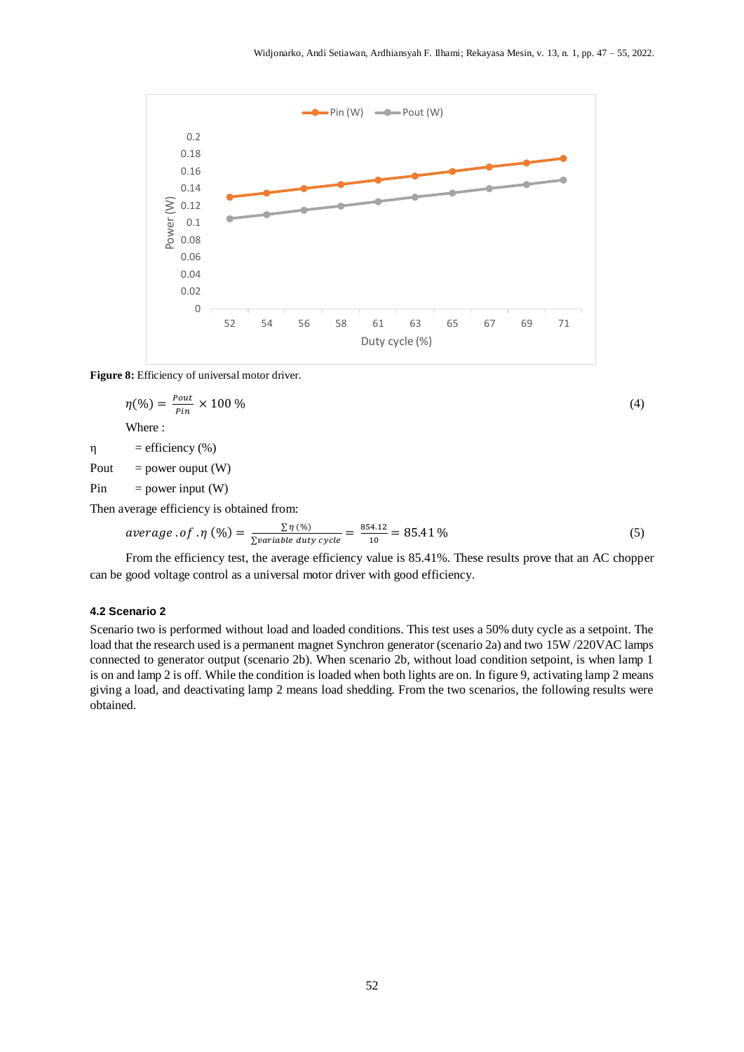**Figure 8:** Efficiency of universal motor driver.

$$\eta(\%) = \frac{Pout}{Pin} \times 100\ \% \tag{4}$$

Where :

η = efficiency (%)

Pout = power ouput (W)

Pin = power input (W)

Then average efficiency is obtained from:

$$average\ .of\ .\eta\ (\%) = \frac{\sum \eta\ (\%)}{\sum variable\ duty\ cycle} = \frac{854.12}{10} = 85.41\ \% \tag{5}$$

From the efficiency test, the average efficiency value is 85.41%. These results prove that an AC chopper can be good voltage control as a universal motor driver with good efficiency.

#### 4.2 Scenario 2

Scenario two is performed without load and loaded conditions. This test uses a 50% duty cycle as a setpoint. The load that the research used is a permanent magnet Synchron generator (scenario 2a) and two 15W /220VAC lamps connected to generator output (scenario 2b). When scenario 2b, without load condition setpoint, is when lamp 1 is on and lamp 2 is off. While the condition is loaded when both lights are on. In figure 9, activating lamp 2 means giving a load, and deactivating lamp 2 means load shedding. From the two scenarios, the following results were obtained.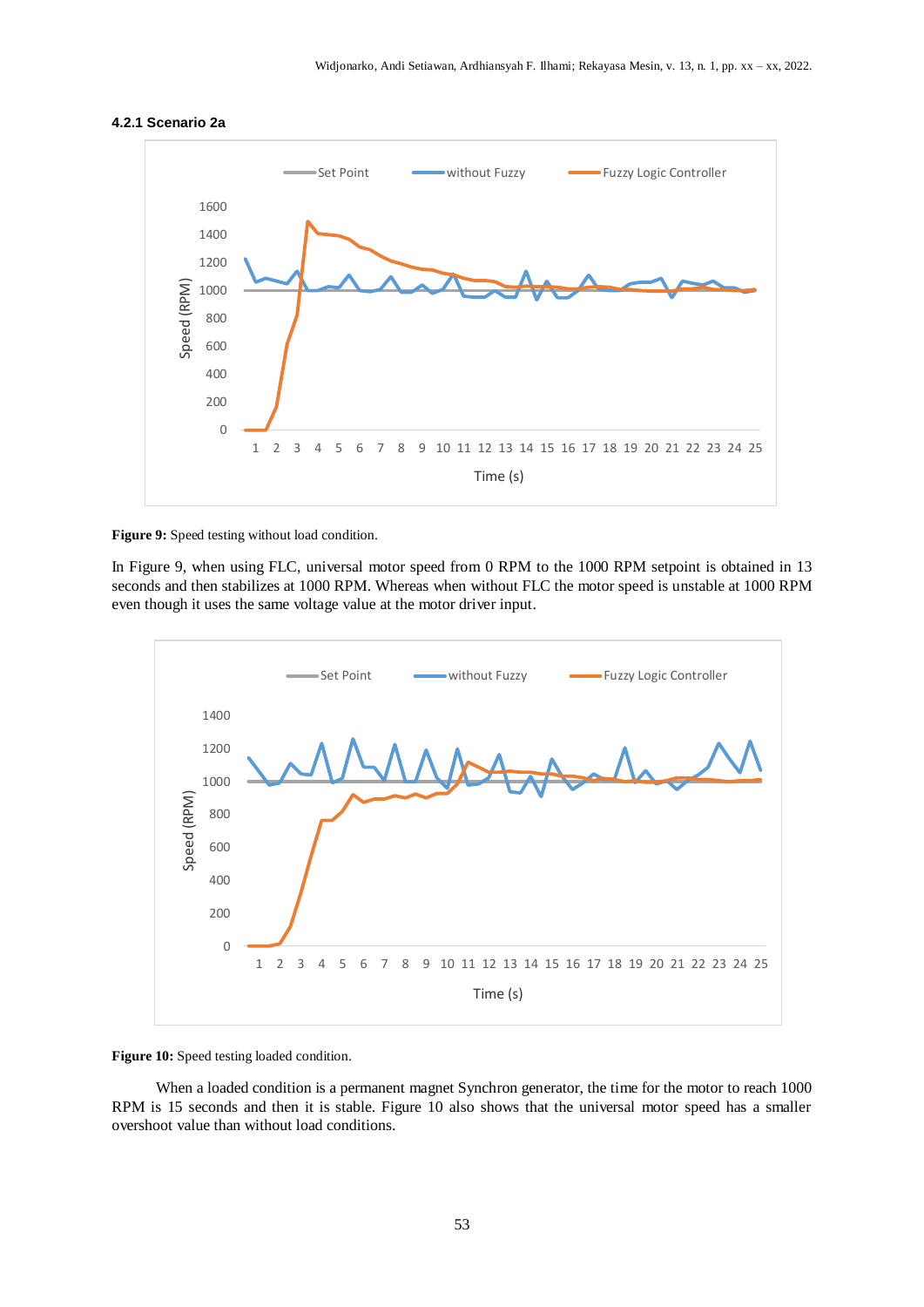#### 4.2.1 Scenario 2a

Figure 9: Speed testing without load condition.

In Figure 9, when using FLC, universal motor speed from 0 RPM to the 1000 RPM setpoint is obtained in 13 seconds and then stabilizes at 1000 RPM. Whereas when without FLC the motor speed is unstable at 1000 RPM even though it uses the same voltage value at the motor driver input.

Figure 10: Speed testing loaded condition.

When a loaded condition is a permanent magnet Synchron generator, the time for the motor to reach 1000 RPM is 15 seconds and then it is stable. Figure 10 also shows that the universal motor speed has a smaller overshoot value than without load conditions.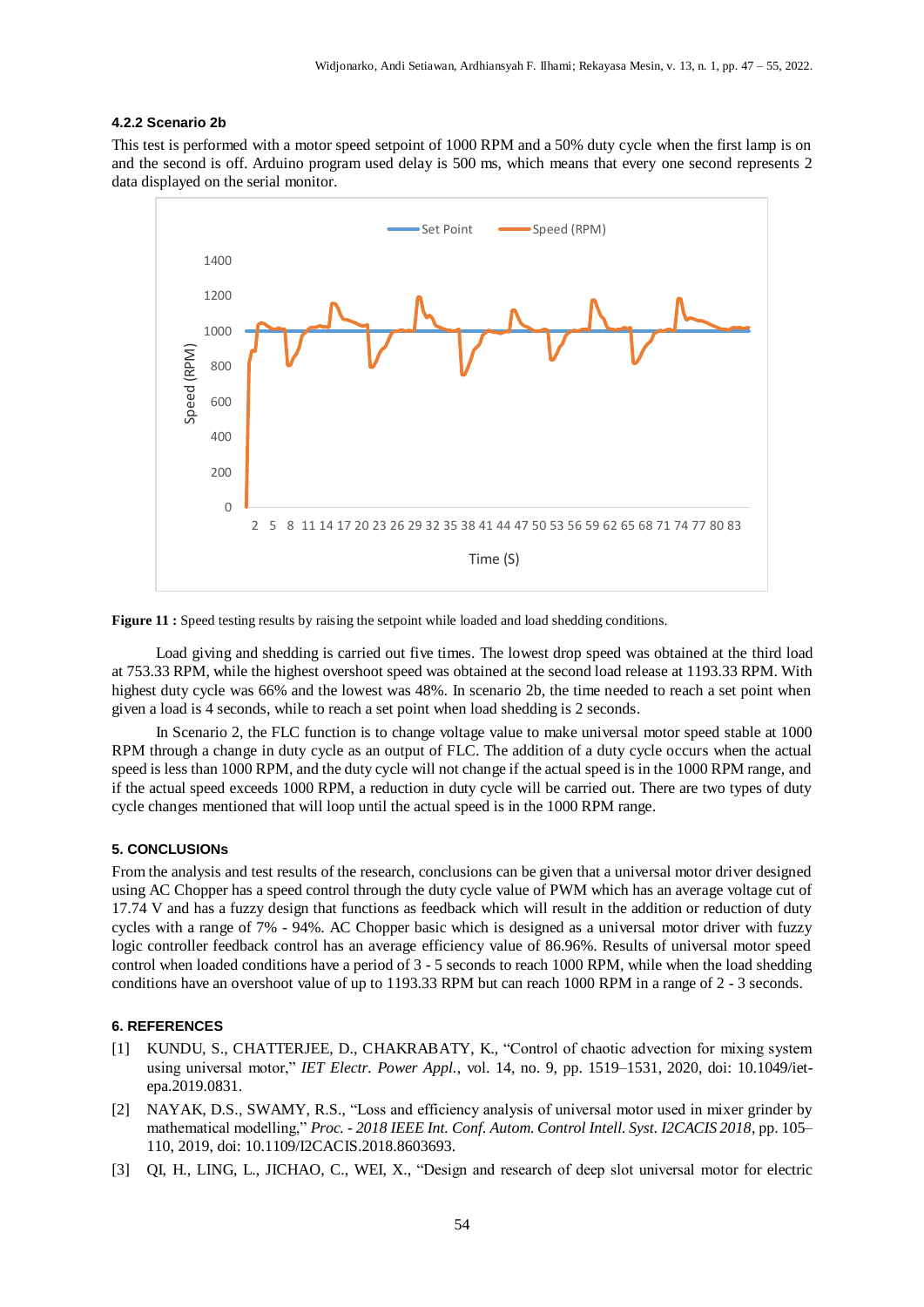### 4.2.2 Scenario 2b

This test is performed with a motor speed setpoint of 1000 RPM and a 50% duty cycle when the first lamp is on and the second is off. Arduino program used delay is 500 ms, which means that every one second represents 2 data displayed on the serial monitor.

**Figure 11 :** Speed testing results by raising the setpoint while loaded and load shedding conditions.

Load giving and shedding is carried out five times. The lowest drop speed was obtained at the third load at 753.33 RPM, while the highest overshoot speed was obtained at the second load release at 1193.33 RPM. With highest duty cycle was 66% and the lowest was 48%. In scenario 2b, the time needed to reach a set point when given a load is 4 seconds, while to reach a set point when load shedding is 2 seconds.

In Scenario 2, the FLC function is to change voltage value to make universal motor speed stable at 1000 RPM through a change in duty cycle as an output of FLC. The addition of a duty cycle occurs when the actual speed is less than 1000 RPM, and the duty cycle will not change if the actual speed is in the 1000 RPM range, and if the actual speed exceeds 1000 RPM, a reduction in duty cycle will be carried out. There are two types of duty cycle changes mentioned that will loop until the actual speed is in the 1000 RPM range.

## 5. CONCLUSIONs

From the analysis and test results of the research, conclusions can be given that a universal motor driver designed using AC Chopper has a speed control through the duty cycle value of PWM which has an average voltage cut of 17.74 V and has a fuzzy design that functions as feedback which will result in the addition or reduction of duty cycles with a range of 7% - 94%. AC Chopper basic which is designed as a universal motor driver with fuzzy logic controller feedback control has an average efficiency value of 86.96%. Results of universal motor speed control when loaded conditions have a period of 3 - 5 seconds to reach 1000 RPM, while when the load shedding conditions have an overshoot value of up to 1193.33 RPM but can reach 1000 RPM in a range of 2 - 3 seconds.

## 6. REFERENCES

[1] KUNDU, S., CHATTERJEE, D., CHAKRABATY, K., "Control of chaotic advection for mixing system using universal motor," *IET Electr. Power Appl.*, vol. 14, no. 9, pp. 1519–1531, 2020, doi: 10.1049/iet-epa.2019.0831.

[2] NAYAK, D.S., SWAMY, R.S., "Loss and efficiency analysis of universal motor used in mixer grinder by mathematical modelling," *Proc. - 2018 IEEE Int. Conf. Autom. Control Intell. Syst. I2CACIS 2018*, pp. 105–110, 2019, doi: 10.1109/I2CACIS.2018.8603693.

[3] QI, H., LING, L., JICHAO, C., WEI, X., "Design and research of deep slot universal motor for electric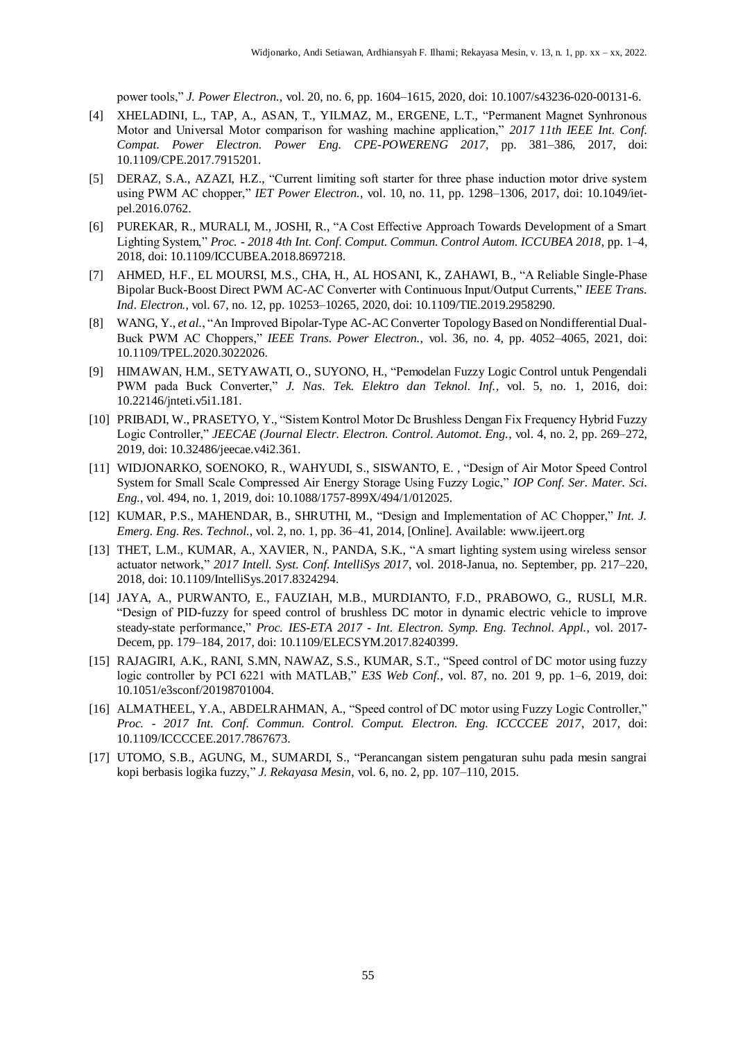power tools," *J. Power Electron.*, vol. 20, no. 6, pp. 1604–1615, 2020, doi: 10.1007/s43236-020-00131-6.

[4] XHELADINI, L., TAP, A., ASAN, T., YILMAZ, M., ERGENE, L.T., "Permanent Magnet Synhronous Motor and Universal Motor comparison for washing machine application," *2017 11th IEEE Int. Conf. Compat. Power Electron. Power Eng. CPE-POWERENG 2017*, pp. 381–386, 2017, doi: 10.1109/CPE.2017.7915201.

[5] DERAZ, S.A., AZAZI, H.Z., "Current limiting soft starter for three phase induction motor drive system using PWM AC chopper," *IET Power Electron.*, vol. 10, no. 11, pp. 1298–1306, 2017, doi: 10.1049/iet-pel.2016.0762.

[6] PUREKAR, R., MURALI, M., JOSHI, R., "A Cost Effective Approach Towards Development of a Smart Lighting System," *Proc. - 2018 4th Int. Conf. Comput. Commun. Control Autom. ICCUBEA 2018*, pp. 1–4, 2018, doi: 10.1109/ICCUBEA.2018.8697218.

[7] AHMED, H.F., EL MOURSI, M.S., CHA, H., AL HOSANI, K., ZAHAWI, B., "A Reliable Single-Phase Bipolar Buck-Boost Direct PWM AC-AC Converter with Continuous Input/Output Currents," *IEEE Trans. Ind. Electron.*, vol. 67, no. 12, pp. 10253–10265, 2020, doi: 10.1109/TIE.2019.2958290.

[8] WANG, Y., *et al.*, "An Improved Bipolar-Type AC-AC Converter Topology Based on Nondifferential Dual-Buck PWM AC Choppers," *IEEE Trans. Power Electron.*, vol. 36, no. 4, pp. 4052–4065, 2021, doi: 10.1109/TPEL.2020.3022026.

[9] HIMAWAN, H.M., SETYAWATI, O., SUYONO, H., "Pemodelan Fuzzy Logic Control untuk Pengendali PWM pada Buck Converter," *J. Nas. Tek. Elektro dan Teknol. Inf.*, vol. 5, no. 1, 2016, doi: 10.22146/jnteti.v5i1.181.

[10] PRIBADI, W., PRASETYO, Y., "Sistem Kontrol Motor Dc Brushless Dengan Fix Frequency Hybrid Fuzzy Logic Controller," *JEECAE (Journal Electr. Electron. Control. Automot. Eng.*, vol. 4, no. 2, pp. 269–272, 2019, doi: 10.32486/jeecae.v4i2.361.

[11] WIDJONARKO, SOENOKO, R., WAHYUDI, S., SISWANTO, E. , "Design of Air Motor Speed Control System for Small Scale Compressed Air Energy Storage Using Fuzzy Logic," *IOP Conf. Ser. Mater. Sci. Eng.*, vol. 494, no. 1, 2019, doi: 10.1088/1757-899X/494/1/012025.

[12] KUMAR, P.S., MAHENDAR, B., SHRUTHI, M., "Design and Implementation of AC Chopper," *Int. J. Emerg. Eng. Res. Technol.*, vol. 2, no. 1, pp. 36–41, 2014, [Online]. Available: www.ijeert.org

[13] THET, L.M., KUMAR, A., XAVIER, N., PANDA, S.K., "A smart lighting system using wireless sensor actuator network," *2017 Intell. Syst. Conf. IntelliSys 2017*, vol. 2018-Janua, no. September, pp. 217–220, 2018, doi: 10.1109/IntelliSys.2017.8324294.

[14] JAYA, A., PURWANTO, E., FAUZIAH, M.B., MURDIANTO, F.D., PRABOWO, G., RUSLI, M.R. "Design of PID-fuzzy for speed control of brushless DC motor in dynamic electric vehicle to improve steady-state performance," *Proc. IES-ETA 2017 - Int. Electron. Symp. Eng. Technol. Appl.*, vol. 2017-Decem, pp. 179–184, 2017, doi: 10.1109/ELECSYM.2017.8240399.

[15] RAJAGIRI, A.K., RANI, S.MN, NAWAZ, S.S., KUMAR, S.T., "Speed control of DC motor using fuzzy logic controller by PCI 6221 with MATLAB," *E3S Web Conf.*, vol. 87, no. 201 9, pp. 1–6, 2019, doi: 10.1051/e3sconf/20198701004.

[16] ALMATHEEL, Y.A., ABDELRAHMAN, A., "Speed control of DC motor using Fuzzy Logic Controller," *Proc. - 2017 Int. Conf. Commun. Control. Comput. Electron. Eng. ICCCCEE 2017*, 2017, doi: 10.1109/ICCCCEE.2017.7867673.

[17] UTOMO, S.B., AGUNG, M., SUMARDI, S., "Perancangan sistem pengaturan suhu pada mesin sangrai kopi berbasis logika fuzzy," *J. Rekayasa Mesin*, vol. 6, no. 2, pp. 107–110, 2015.